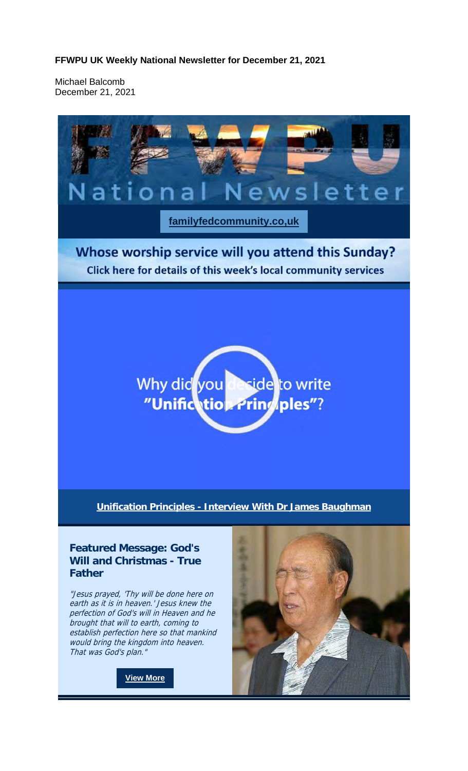**FFWPU UK Weekly National Newsletter for December 21, 2021**

Michael Balcomb
December 21, 2021

# National Newsletter

familyfedcommunity.co,uk

## Whose worship service will you attend this Sunday?

Click here for details of this week's local community services

Why did you decide to write "Unification Principles"?

**Unification Principles - Interview With Dr James Baughman**

### Featured Message: God's Will and Christmas - True Father

*"Jesus prayed, 'Thy will be done here on earth as it is in heaven.' Jesus knew the perfection of God's will in Heaven and he brought that will to earth, coming to establish perfection here so that mankind would bring the kingdom into heaven. That was God's plan."*

**View More**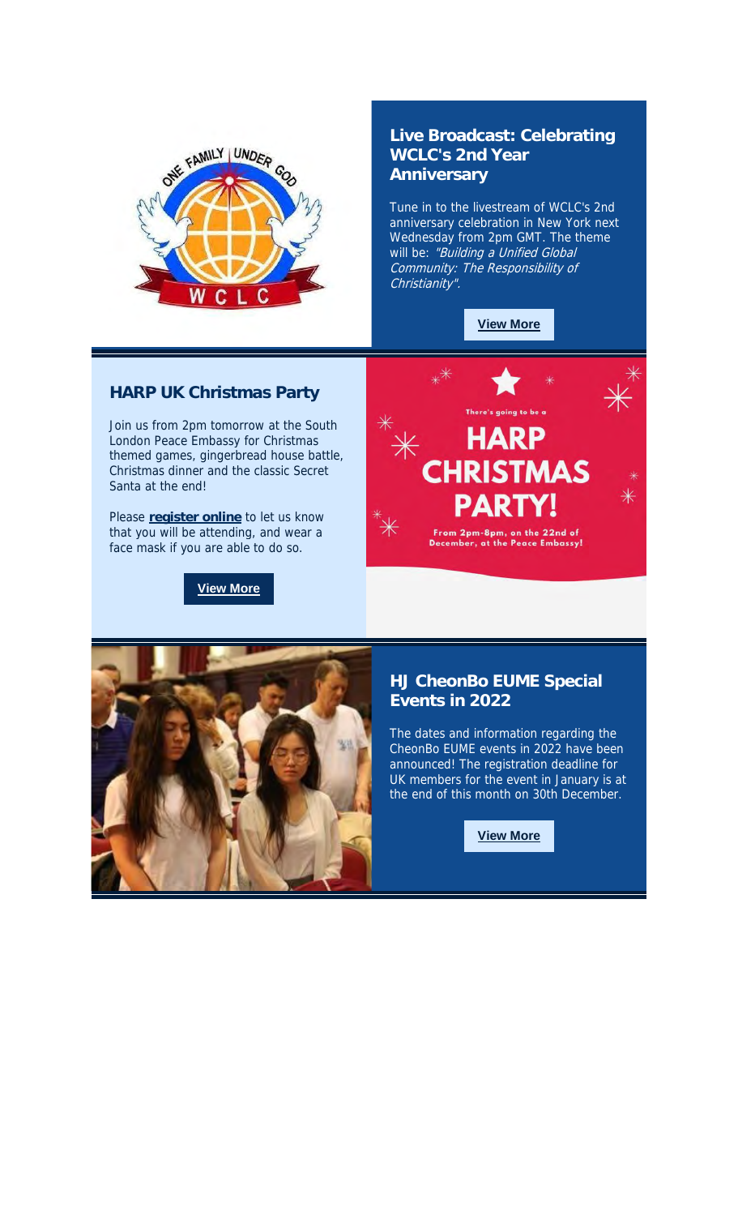## Live Broadcast: Celebrating WCLC's 2nd Year Anniversary

Tune in to the livestream of WCLC's 2nd anniversary celebration in New York next Wednesday from 2pm GMT. The theme will be: *"Building a Unified Global Community: The Responsibility of Christianity".*

**View More**

## HARP UK Christmas Party

Join us from 2pm tomorrow at the South London Peace Embassy for Christmas themed games, gingerbread house battle, Christmas dinner and the classic Secret Santa at the end!

Please **register online** to let us know that you will be attending, and wear a face mask if you are able to do so.

**View More**

## HJ CheonBo EUME Special Events in 2022

The dates and information regarding the CheonBo EUME events in 2022 have been announced! The registration deadline for UK members for the event in January is at the end of this month on 30th December.

**View More**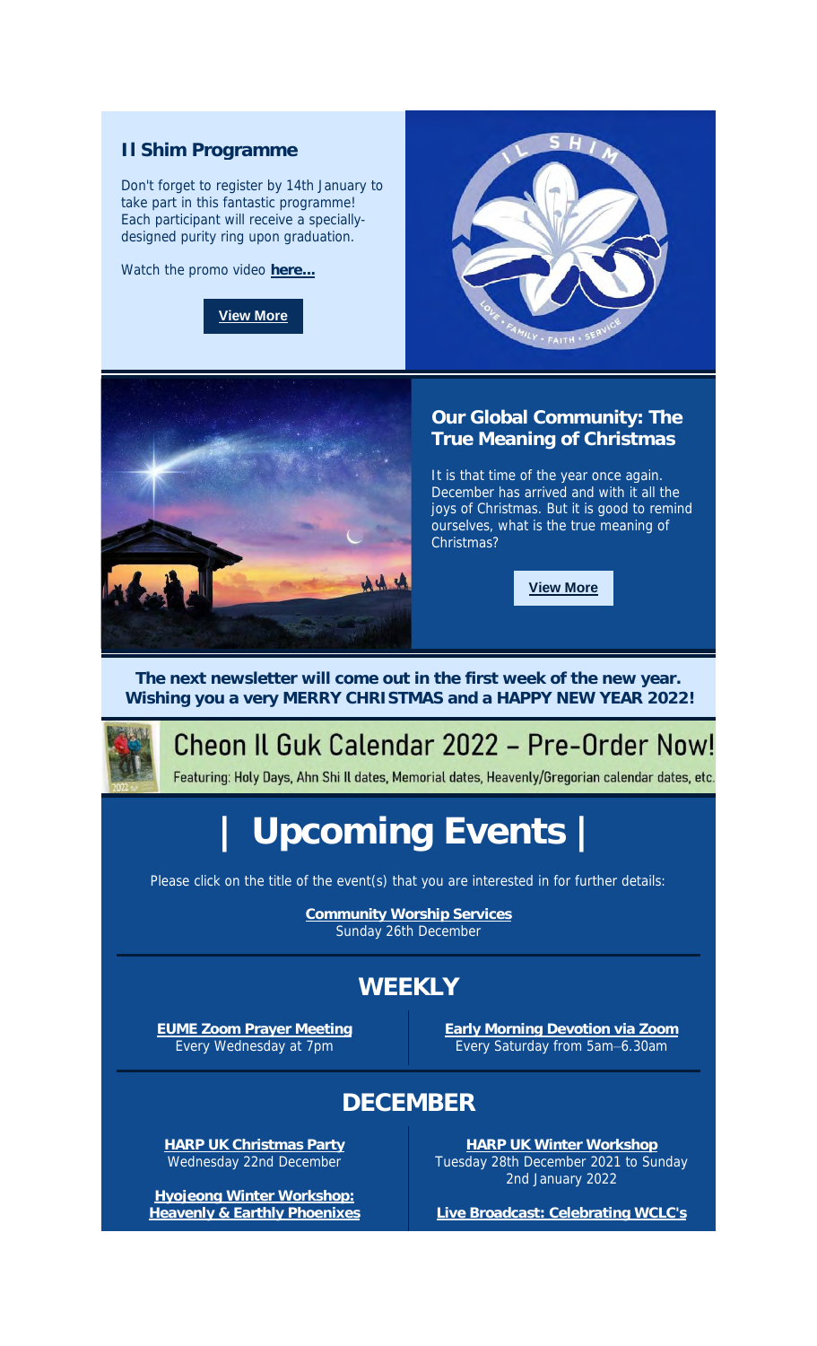### Il Shim Programme

Don't forget to register by 14th January to take part in this fantastic programme! Each participant will receive a specially-designed purity ring upon graduation.

Watch the promo video **here...**

**View More**

### Our Global Community: The True Meaning of Christmas

It is that time of the year once again. December has arrived and with it all the joys of Christmas. But it is good to remind ourselves, what is the true meaning of Christmas?

**View More**

**The next newsletter will come out in the first week of the new year. Wishing you a very MERRY CHRISTMAS and a HAPPY NEW YEAR 2022!**

## Cheon Il Guk Calendar 2022 – Pre-Order Now!

Featuring: Holy Days, Ahn Shi Il dates, Memorial dates, Heavenly/Gregorian calendar dates, etc.

# | Upcoming Events |

Please click on the title of the event(s) that you are interested in for further details:

**Community Worship Services**
Sunday 26th December

## WEEKLY

**EUME Zoom Prayer Meeting**
Every Wednesday at 7pm

**Early Morning Devotion via Zoom**
Every Saturday from 5am–6.30am

## DECEMBER

**HARP UK Christmas Party**
Wednesday 22nd December

**HARP UK Winter Workshop**
Tuesday 28th December 2021 to Sunday 2nd January 2022

**Hyojeong Winter Workshop: Heavenly & Earthly Phoenixes**

**Live Broadcast: Celebrating WCLC's**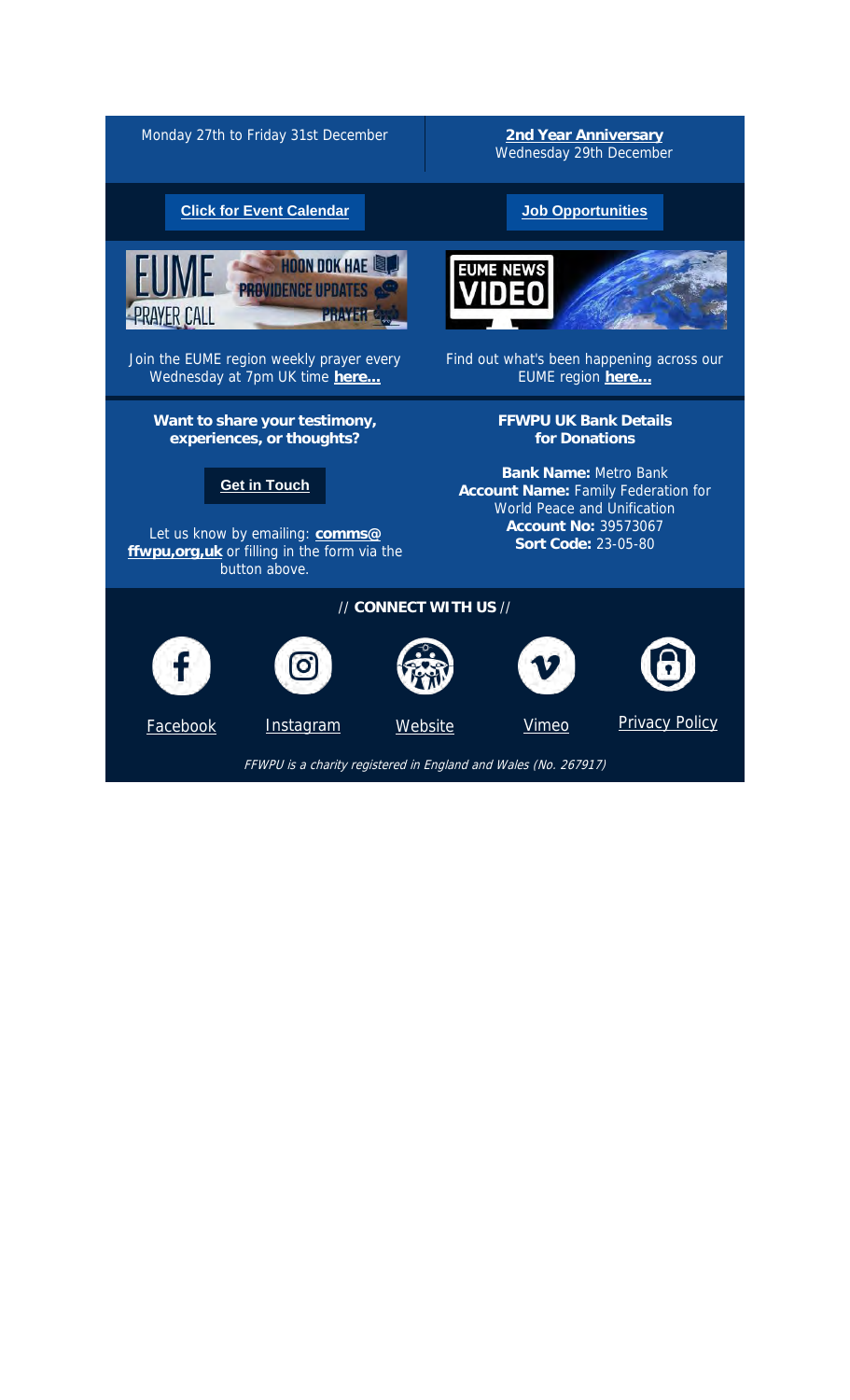Monday 27th to Friday 31st December

**2nd Year Anniversary**
Wednesday 29th December

**Click for Event Calendar**

**Job Opportunities**

Join the EUME region weekly prayer every Wednesday at 7pm UK time **here...**

Find out what's been happening across our EUME region **here...**

**Want to share your testimony, experiences, or thoughts?**

**Get in Touch**

Let us know by emailing: **comms@ffwpu,org,uk** or filling in the form via the button above.

**FFWPU UK Bank Details for Donations**

**Bank Name:** Metro Bank
**Account Name:** Family Federation for World Peace and Unification
**Account No:** 39573067
**Sort Code:** 23-05-80

// **CONNECT WITH US** //

Facebook | Instagram | Website | Vimeo | Privacy Policy

*FFWPU is a charity registered in England and Wales (No. 267917)*